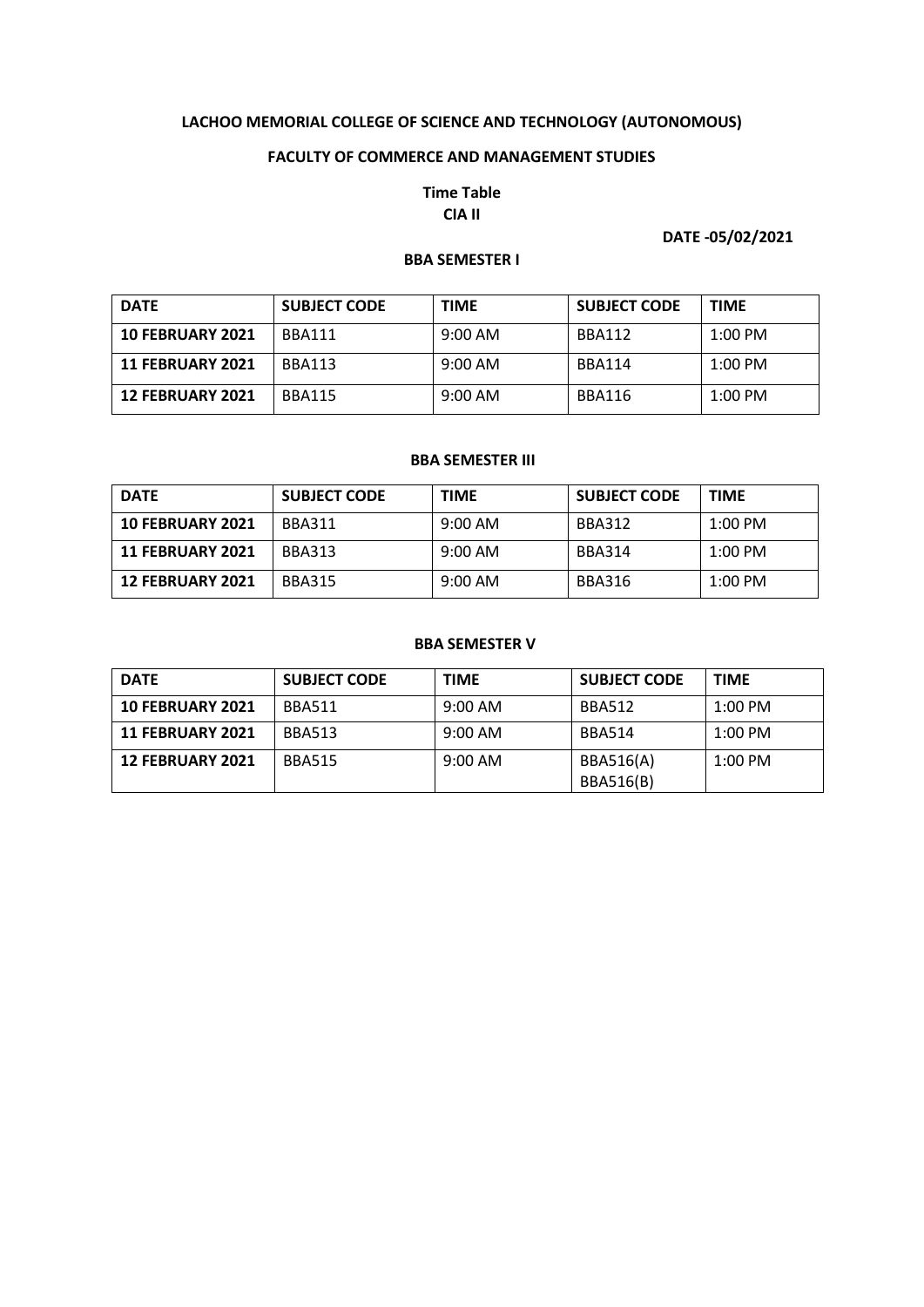**LACHOO MEMORIAL COLLEGE OF SCIENCE AND TECHNOLOGY (AUTONOMOUS)**

**FACULTY OF COMMERCE AND MANAGEMENT STUDIES**

**Time Table**
**CIA II**

**DATE -05/02/2021**

**BBA SEMESTER I**

| DATE | SUBJECT CODE | TIME | SUBJECT CODE | TIME |
|---|---|---|---|---|
| **10 FEBRUARY 2021** | BBA111 | 9:00 AM | BBA112 | 1:00 PM |
| **11 FEBRUARY 2021** | BBA113 | 9:00 AM | BBA114 | 1:00 PM |
| **12 FEBRUARY 2021** | BBA115 | 9:00 AM | BBA116 | 1:00 PM |

**BBA SEMESTER III**

| DATE | SUBJECT CODE | TIME | SUBJECT CODE | TIME |
|---|---|---|---|---|
| **10 FEBRUARY 2021** | BBA311 | 9:00 AM | BBA312 | 1:00 PM |
| **11 FEBRUARY 2021** | BBA313 | 9:00 AM | BBA314 | 1:00 PM |
| **12 FEBRUARY 2021** | BBA315 | 9:00 AM | BBA316 | 1:00 PM |

**BBA SEMESTER V**

| DATE | SUBJECT CODE | TIME | SUBJECT CODE | TIME |
|---|---|---|---|---|
| **10 FEBRUARY 2021** | BBA511 | 9:00 AM | BBA512 | 1:00 PM |
| **11 FEBRUARY 2021** | BBA513 | 9:00 AM | BBA514 | 1:00 PM |
| **12 FEBRUARY 2021** | BBA515 | 9:00 AM | BBA516(A) BBA516(B) | 1:00 PM |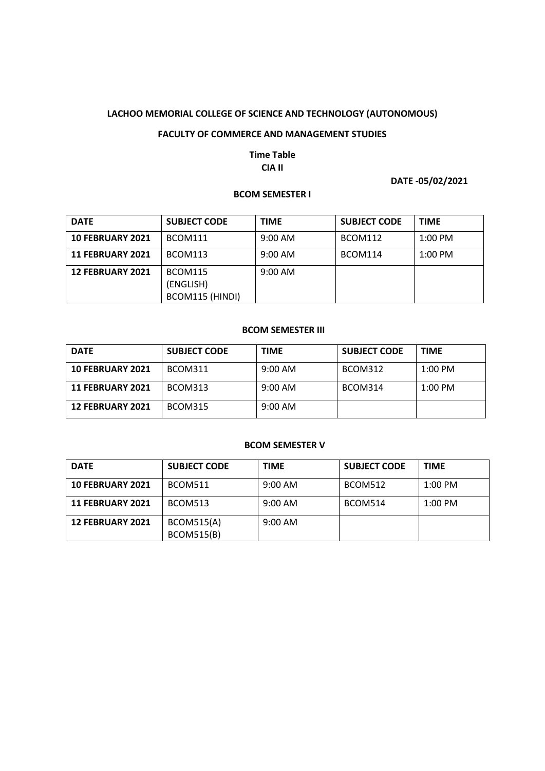**LACHOO MEMORIAL COLLEGE OF SCIENCE AND TECHNOLOGY (AUTONOMOUS)**

**FACULTY OF COMMERCE AND MANAGEMENT STUDIES**

**Time Table**
**CIA II**

**DATE -05/02/2021**

**BCOM SEMESTER I**

| DATE | SUBJECT CODE | TIME | SUBJECT CODE | TIME |
|---|---|---|---|---|
| **10 FEBRUARY 2021** | BCOM111 | 9:00 AM | BCOM112 | 1:00 PM |
| **11 FEBRUARY 2021** | BCOM113 | 9:00 AM | BCOM114 | 1:00 PM |
| **12 FEBRUARY 2021** | BCOM115 (ENGLISH) BCOM115 (HINDI) | 9:00 AM | | |

**BCOM SEMESTER III**

| DATE | SUBJECT CODE | TIME | SUBJECT CODE | TIME |
|---|---|---|---|---|
| **10 FEBRUARY 2021** | BCOM311 | 9:00 AM | BCOM312 | 1:00 PM |
| **11 FEBRUARY 2021** | BCOM313 | 9:00 AM | BCOM314 | 1:00 PM |
| **12 FEBRUARY 2021** | BCOM315 | 9:00 AM | | |

**BCOM SEMESTER V**

| DATE | SUBJECT CODE | TIME | SUBJECT CODE | TIME |
|---|---|---|---|---|
| **10 FEBRUARY 2021** | BCOM511 | 9:00 AM | BCOM512 | 1:00 PM |
| **11 FEBRUARY 2021** | BCOM513 | 9:00 AM | BCOM514 | 1:00 PM |
| **12 FEBRUARY 2021** | BCOM515(A) BCOM515(B) | 9:00 AM | | |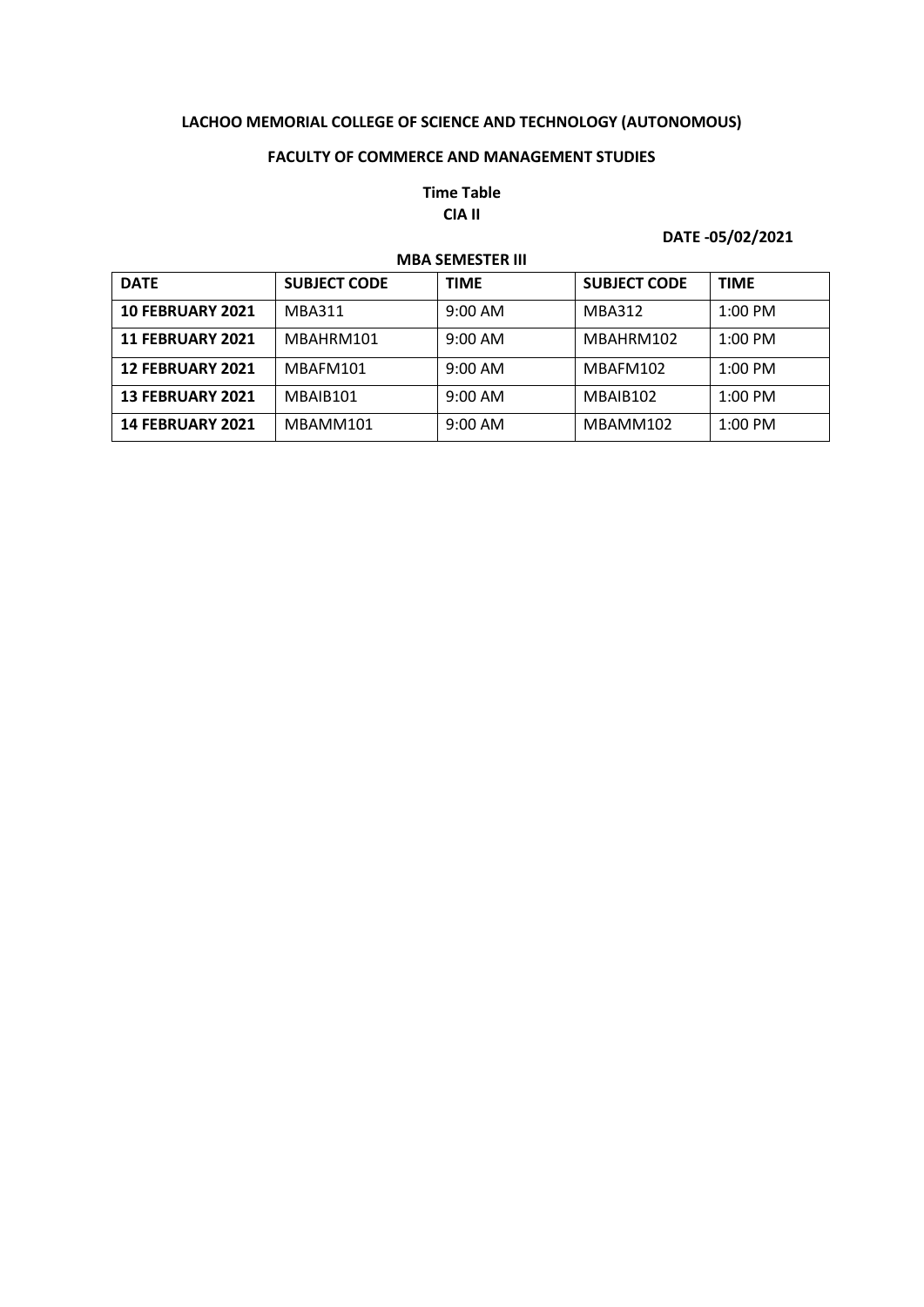**LACHOO MEMORIAL COLLEGE OF SCIENCE AND TECHNOLOGY (AUTONOMOUS)**

**FACULTY OF COMMERCE AND MANAGEMENT STUDIES**

**Time Table**

**CIA II**

**DATE -05/02/2021**

**MBA SEMESTER III**

| DATE | SUBJECT CODE | TIME | SUBJECT CODE | TIME |
|---|---|---|---|---|
| **10 FEBRUARY 2021** | MBA311 | 9:00 AM | MBA312 | 1:00 PM |
| **11 FEBRUARY 2021** | MBAHRM101 | 9:00 AM | MBAHRM102 | 1:00 PM |
| **12 FEBRUARY 2021** | MBAFM101 | 9:00 AM | MBAFM102 | 1:00 PM |
| **13 FEBRUARY 2021** | MBAIB101 | 9:00 AM | MBAIB102 | 1:00 PM |
| **14 FEBRUARY 2021** | MBAMM101 | 9:00 AM | MBAMM102 | 1:00 PM |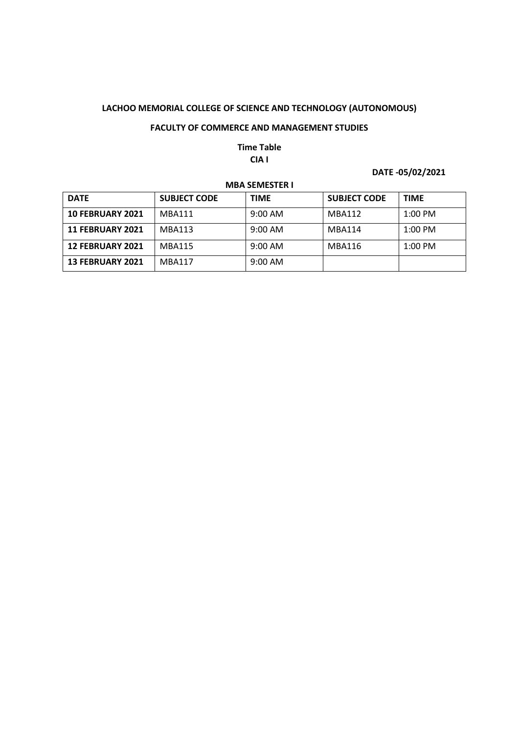**LACHOO MEMORIAL COLLEGE OF SCIENCE AND TECHNOLOGY (AUTONOMOUS)**

**FACULTY OF COMMERCE AND MANAGEMENT STUDIES**

**Time Table**

**CIA I**

**DATE -05/02/2021**

**MBA SEMESTER I**

| DATE | SUBJECT CODE | TIME | SUBJECT CODE | TIME |
|---|---|---|---|---|
| **10 FEBRUARY 2021** | MBA111 | 9:00 AM | MBA112 | 1:00 PM |
| **11 FEBRUARY 2021** | MBA113 | 9:00 AM | MBA114 | 1:00 PM |
| **12 FEBRUARY 2021** | MBA115 | 9:00 AM | MBA116 | 1:00 PM |
| **13 FEBRUARY 2021** | MBA117 | 9:00 AM | | |